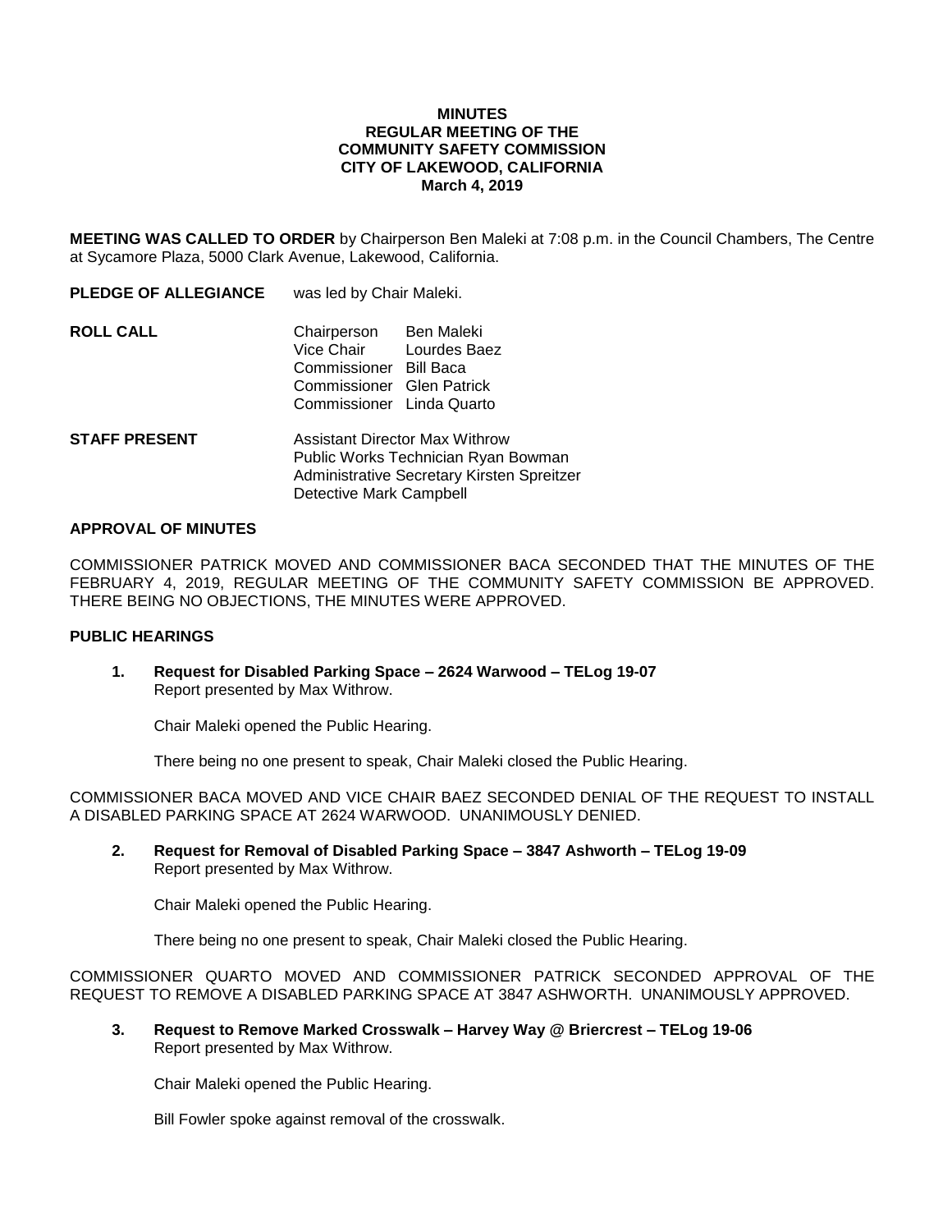**MINUTES**
**REGULAR MEETING OF THE**
**COMMUNITY SAFETY COMMISSION**
**CITY OF LAKEWOOD, CALIFORNIA**
**March 4, 2019**

**MEETING WAS CALLED TO ORDER** by Chairperson Ben Maleki at 7:08 p.m. in the Council Chambers, The Centre at Sycamore Plaza, 5000 Clark Avenue, Lakewood, California.

**PLEDGE OF ALLEGIANCE** was led by Chair Maleki.

**ROLL CALL**

Chairperson Ben Maleki
Vice Chair Lourdes Baez
Commissioner Bill Baca
Commissioner Glen Patrick
Commissioner Linda Quarto

**STAFF PRESENT**

Assistant Director Max Withrow
Public Works Technician Ryan Bowman
Administrative Secretary Kirsten Spreitzer
Detective Mark Campbell

**APPROVAL OF MINUTES**

COMMISSIONER PATRICK MOVED AND COMMISSIONER BACA SECONDED THAT THE MINUTES OF THE FEBRUARY 4, 2019, REGULAR MEETING OF THE COMMUNITY SAFETY COMMISSION BE APPROVED. THERE BEING NO OBJECTIONS, THE MINUTES WERE APPROVED.

**PUBLIC HEARINGS**

**1. Request for Disabled Parking Space – 2624 Warwood – TELog 19-07**
Report presented by Max Withrow.

Chair Maleki opened the Public Hearing.

There being no one present to speak, Chair Maleki closed the Public Hearing.

COMMISSIONER BACA MOVED AND VICE CHAIR BAEZ SECONDED DENIAL OF THE REQUEST TO INSTALL A DISABLED PARKING SPACE AT 2624 WARWOOD. UNANIMOUSLY DENIED.

**2. Request for Removal of Disabled Parking Space – 3847 Ashworth – TELog 19-09**
Report presented by Max Withrow.

Chair Maleki opened the Public Hearing.

There being no one present to speak, Chair Maleki closed the Public Hearing.

COMMISSIONER QUARTO MOVED AND COMMISSIONER PATRICK SECONDED APPROVAL OF THE REQUEST TO REMOVE A DISABLED PARKING SPACE AT 3847 ASHWORTH. UNANIMOUSLY APPROVED.

**3. Request to Remove Marked Crosswalk – Harvey Way @ Briercrest – TELog 19-06**
Report presented by Max Withrow.

Chair Maleki opened the Public Hearing.

Bill Fowler spoke against removal of the crosswalk.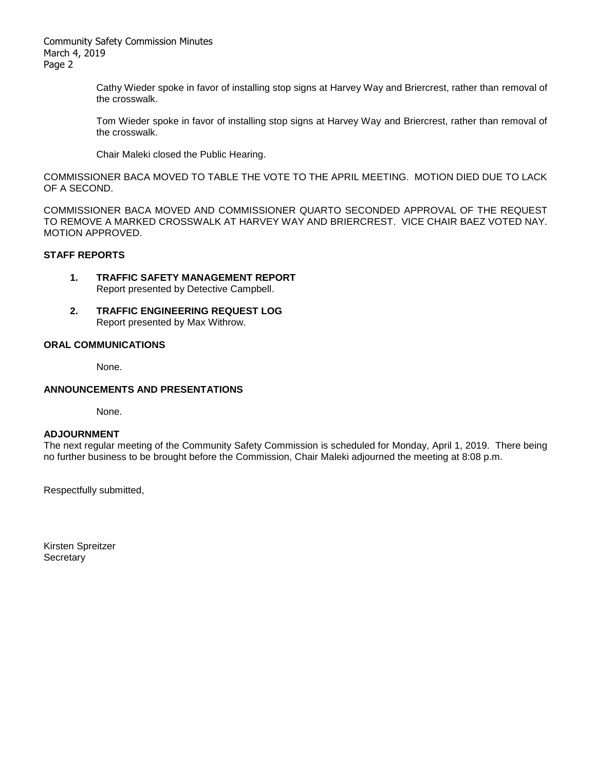Cathy Wieder spoke in favor of installing stop signs at Harvey Way and Briercrest, rather than removal of the crosswalk.

Tom Wieder spoke in favor of installing stop signs at Harvey Way and Briercrest, rather than removal of the crosswalk.

Chair Maleki closed the Public Hearing.

COMMISSIONER BACA MOVED TO TABLE THE VOTE TO THE APRIL MEETING. MOTION DIED DUE TO LACK OF A SECOND.

COMMISSIONER BACA MOVED AND COMMISSIONER QUARTO SECONDED APPROVAL OF THE REQUEST TO REMOVE A MARKED CROSSWALK AT HARVEY WAY AND BRIERCREST. VICE CHAIR BAEZ VOTED NAY. MOTION APPROVED.

**STAFF REPORTS**

1. **TRAFFIC SAFETY MANAGEMENT REPORT**
   Report presented by Detective Campbell.

2. **TRAFFIC ENGINEERING REQUEST LOG**
   Report presented by Max Withrow.

**ORAL COMMUNICATIONS**

None.

**ANNOUNCEMENTS AND PRESENTATIONS**

None.

**ADJOURNMENT**

The next regular meeting of the Community Safety Commission is scheduled for Monday, April 1, 2019. There being no further business to be brought before the Commission, Chair Maleki adjourned the meeting at 8:08 p.m.

Respectfully submitted,

Kirsten Spreitzer
Secretary